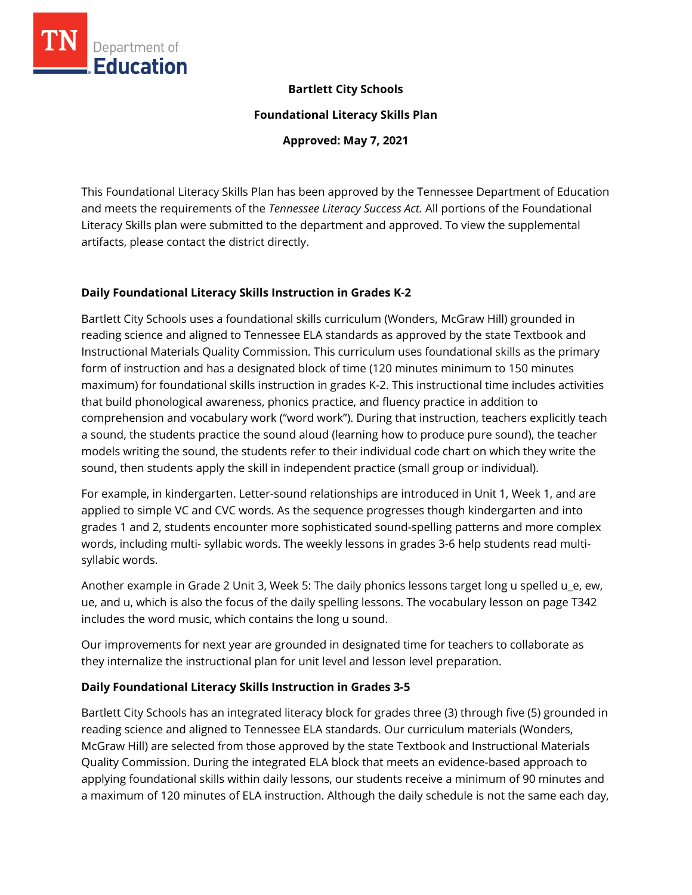**Bartlett City Schools**

**Foundational Literacy Skills Plan**

**Approved: May 7, 2021**

This Foundational Literacy Skills Plan has been approved by the Tennessee Department of Education and meets the requirements of the *Tennessee Literacy Success Act.* All portions of the Foundational Literacy Skills plan were submitted to the department and approved. To view the supplemental artifacts, please contact the district directly.

## Daily Foundational Literacy Skills Instruction in Grades K-2

Bartlett City Schools uses a foundational skills curriculum (Wonders, McGraw Hill) grounded in reading science and aligned to Tennessee ELA standards as approved by the state Textbook and Instructional Materials Quality Commission. This curriculum uses foundational skills as the primary form of instruction and has a designated block of time (120 minutes minimum to 150 minutes maximum) for foundational skills instruction in grades K-2. This instructional time includes activities that build phonological awareness, phonics practice, and fluency practice in addition to comprehension and vocabulary work ("word work"). During that instruction, teachers explicitly teach a sound, the students practice the sound aloud (learning how to produce pure sound), the teacher models writing the sound, the students refer to their individual code chart on which they write the sound, then students apply the skill in independent practice (small group or individual).

For example, in kindergarten. Letter-sound relationships are introduced in Unit 1, Week 1, and are applied to simple VC and CVC words. As the sequence progresses though kindergarten and into grades 1 and 2, students encounter more sophisticated sound-spelling patterns and more complex words, including multi- syllabic words. The weekly lessons in grades 3-6 help students read multi-syllabic words.

Another example in Grade 2 Unit 3, Week 5: The daily phonics lessons target long u spelled u_e, ew, ue, and u, which is also the focus of the daily spelling lessons. The vocabulary lesson on page T342 includes the word music, which contains the long u sound.

Our improvements for next year are grounded in designated time for teachers to collaborate as they internalize the instructional plan for unit level and lesson level preparation.

## Daily Foundational Literacy Skills Instruction in Grades 3-5

Bartlett City Schools has an integrated literacy block for grades three (3) through five (5) grounded in reading science and aligned to Tennessee ELA standards. Our curriculum materials (Wonders, McGraw Hill) are selected from those approved by the state Textbook and Instructional Materials Quality Commission. During the integrated ELA block that meets an evidence-based approach to applying foundational skills within daily lessons, our students receive a minimum of 90 minutes and a maximum of 120 minutes of ELA instruction. Although the daily schedule is not the same each day,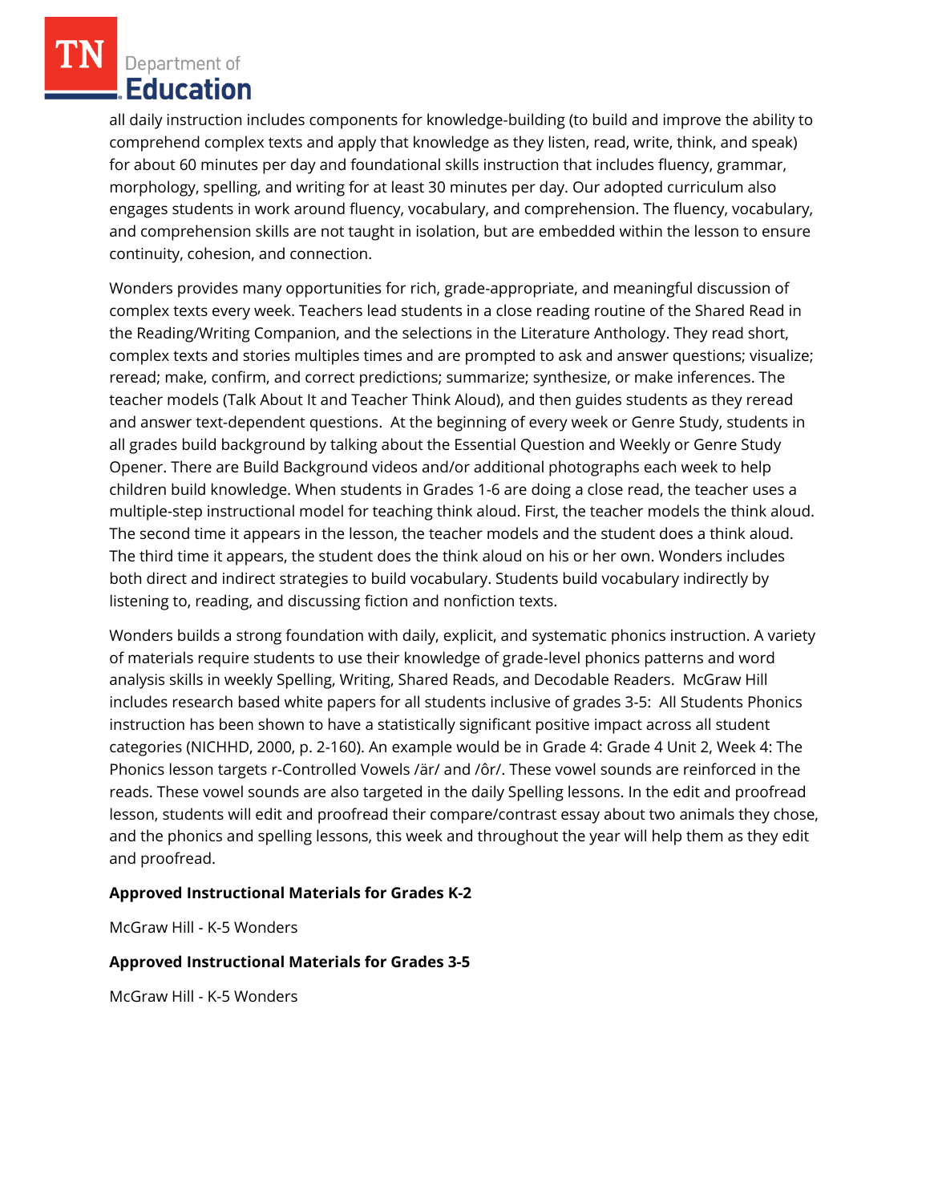all daily instruction includes components for knowledge-building (to build and improve the ability to comprehend complex texts and apply that knowledge as they listen, read, write, think, and speak) for about 60 minutes per day and foundational skills instruction that includes fluency, grammar, morphology, spelling, and writing for at least 30 minutes per day. Our adopted curriculum also engages students in work around fluency, vocabulary, and comprehension. The fluency, vocabulary, and comprehension skills are not taught in isolation, but are embedded within the lesson to ensure continuity, cohesion, and connection.

Wonders provides many opportunities for rich, grade-appropriate, and meaningful discussion of complex texts every week. Teachers lead students in a close reading routine of the Shared Read in the Reading/Writing Companion, and the selections in the Literature Anthology. They read short, complex texts and stories multiples times and are prompted to ask and answer questions; visualize; reread; make, confirm, and correct predictions; summarize; synthesize, or make inferences. The teacher models (Talk About It and Teacher Think Aloud), and then guides students as they reread and answer text-dependent questions. At the beginning of every week or Genre Study, students in all grades build background by talking about the Essential Question and Weekly or Genre Study Opener. There are Build Background videos and/or additional photographs each week to help children build knowledge. When students in Grades 1-6 are doing a close read, the teacher uses a multiple-step instructional model for teaching think aloud. First, the teacher models the think aloud. The second time it appears in the lesson, the teacher models and the student does a think aloud. The third time it appears, the student does the think aloud on his or her own. Wonders includes both direct and indirect strategies to build vocabulary. Students build vocabulary indirectly by listening to, reading, and discussing fiction and nonfiction texts.

Wonders builds a strong foundation with daily, explicit, and systematic phonics instruction. A variety of materials require students to use their knowledge of grade-level phonics patterns and word analysis skills in weekly Spelling, Writing, Shared Reads, and Decodable Readers. McGraw Hill includes research based white papers for all students inclusive of grades 3-5: All Students Phonics instruction has been shown to have a statistically significant positive impact across all student categories (NICHHD, 2000, p. 2-160). An example would be in Grade 4: Grade 4 Unit 2, Week 4: The Phonics lesson targets r-Controlled Vowels /är/ and /ôr/. These vowel sounds are reinforced in the reads. These vowel sounds are also targeted in the daily Spelling lessons. In the edit and proofread lesson, students will edit and proofread their compare/contrast essay about two animals they chose, and the phonics and spelling lessons, this week and throughout the year will help them as they edit and proofread.

**Approved Instructional Materials for Grades K-2**

McGraw Hill - K-5 Wonders

**Approved Instructional Materials for Grades 3-5**

McGraw Hill - K-5 Wonders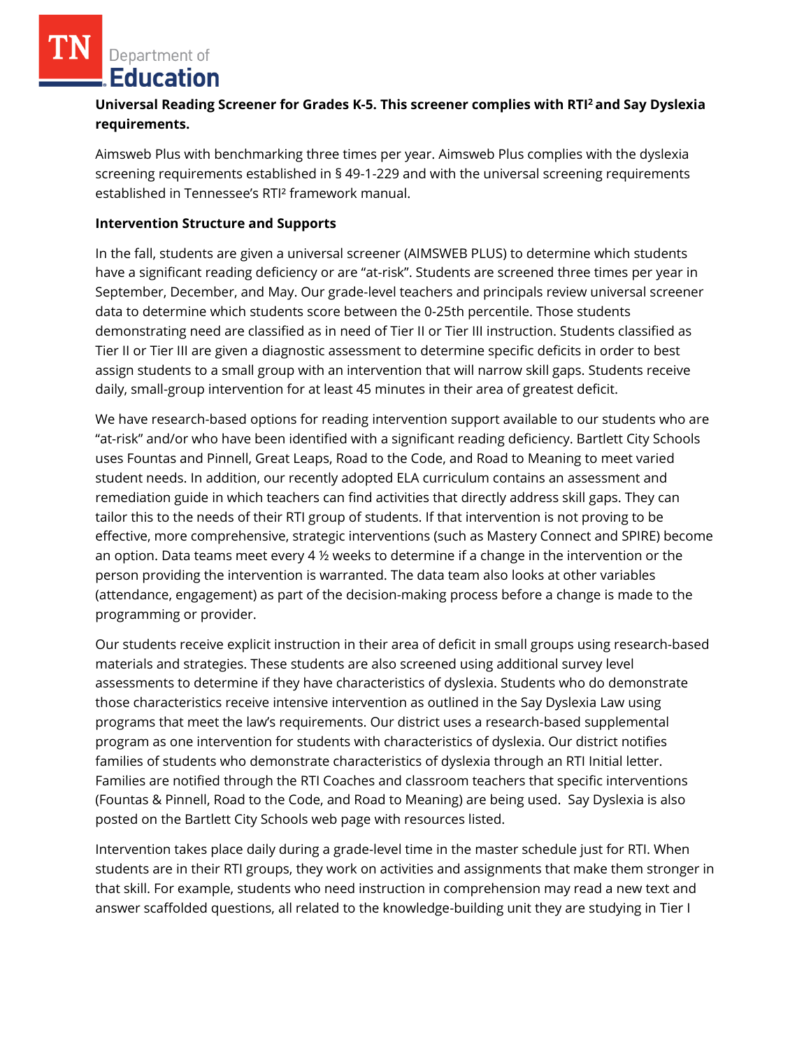**Universal Reading Screener for Grades K-5. This screener complies with RTI² and Say Dyslexia requirements.**

Aimsweb Plus with benchmarking three times per year. Aimsweb Plus complies with the dyslexia screening requirements established in § 49-1-229 and with the universal screening requirements established in Tennessee's RTI² framework manual.

**Intervention Structure and Supports**

In the fall, students are given a universal screener (AIMSWEB PLUS) to determine which students have a significant reading deficiency or are "at-risk". Students are screened three times per year in September, December, and May. Our grade-level teachers and principals review universal screener data to determine which students score between the 0-25th percentile. Those students demonstrating need are classified as in need of Tier II or Tier III instruction. Students classified as Tier II or Tier III are given a diagnostic assessment to determine specific deficits in order to best assign students to a small group with an intervention that will narrow skill gaps. Students receive daily, small-group intervention for at least 45 minutes in their area of greatest deficit.

We have research-based options for reading intervention support available to our students who are "at-risk" and/or who have been identified with a significant reading deficiency. Bartlett City Schools uses Fountas and Pinnell, Great Leaps, Road to the Code, and Road to Meaning to meet varied student needs. In addition, our recently adopted ELA curriculum contains an assessment and remediation guide in which teachers can find activities that directly address skill gaps. They can tailor this to the needs of their RTI group of students. If that intervention is not proving to be effective, more comprehensive, strategic interventions (such as Mastery Connect and SPIRE) become an option. Data teams meet every 4 ½ weeks to determine if a change in the intervention or the person providing the intervention is warranted. The data team also looks at other variables (attendance, engagement) as part of the decision-making process before a change is made to the programming or provider.

Our students receive explicit instruction in their area of deficit in small groups using research-based materials and strategies. These students are also screened using additional survey level assessments to determine if they have characteristics of dyslexia. Students who do demonstrate those characteristics receive intensive intervention as outlined in the Say Dyslexia Law using programs that meet the law's requirements. Our district uses a research-based supplemental program as one intervention for students with characteristics of dyslexia. Our district notifies families of students who demonstrate characteristics of dyslexia through an RTI Initial letter. Families are notified through the RTI Coaches and classroom teachers that specific interventions (Fountas & Pinnell, Road to the Code, and Road to Meaning) are being used. Say Dyslexia is also posted on the Bartlett City Schools web page with resources listed.

Intervention takes place daily during a grade-level time in the master schedule just for RTI. When students are in their RTI groups, they work on activities and assignments that make them stronger in that skill. For example, students who need instruction in comprehension may read a new text and answer scaffolded questions, all related to the knowledge-building unit they are studying in Tier I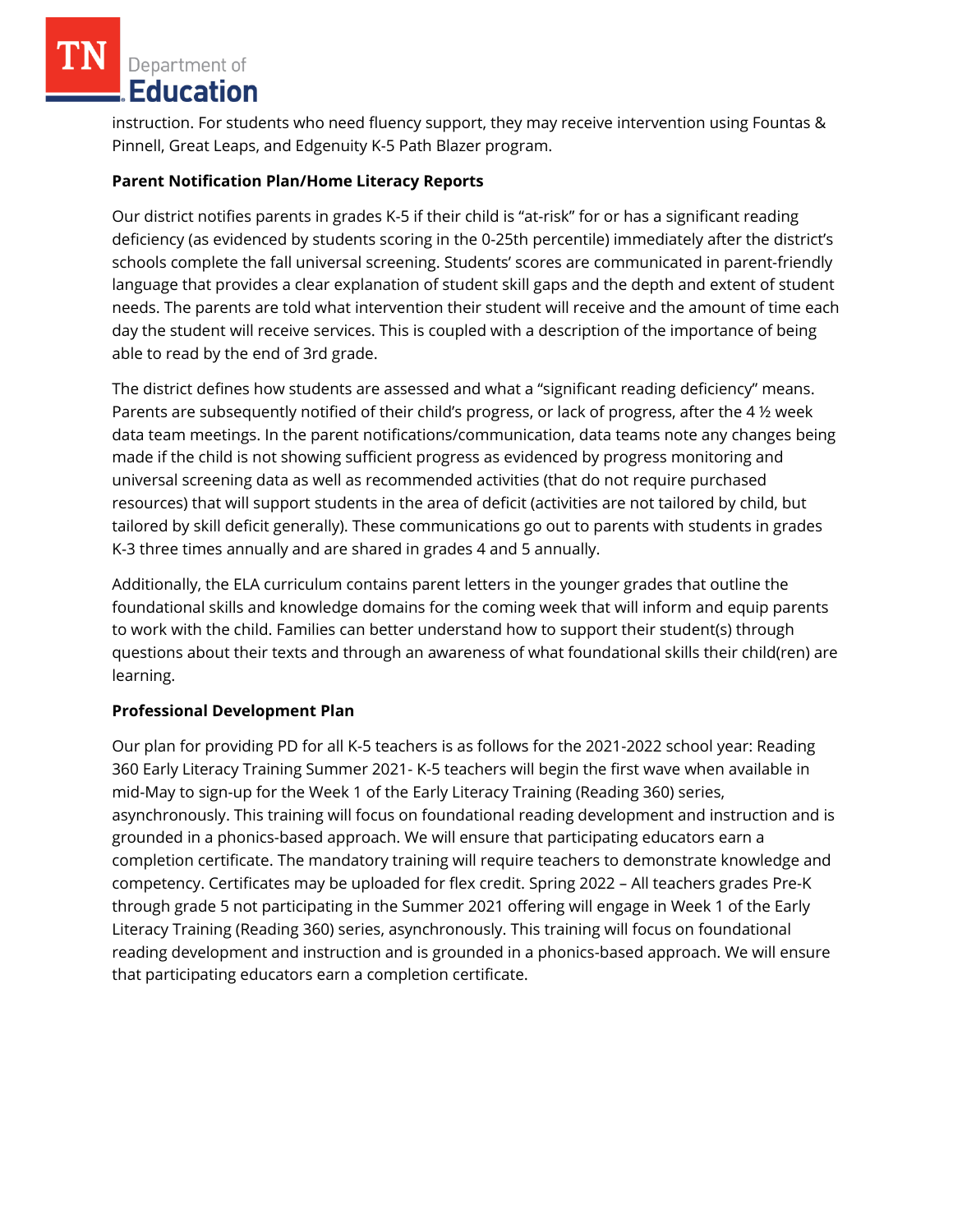instruction. For students who need fluency support, they may receive intervention using Fountas & Pinnell, Great Leaps, and Edgenuity K-5 Path Blazer program.

**Parent Notification Plan/Home Literacy Reports**

Our district notifies parents in grades K-5 if their child is "at-risk" for or has a significant reading deficiency (as evidenced by students scoring in the 0-25th percentile) immediately after the district's schools complete the fall universal screening. Students' scores are communicated in parent-friendly language that provides a clear explanation of student skill gaps and the depth and extent of student needs. The parents are told what intervention their student will receive and the amount of time each day the student will receive services. This is coupled with a description of the importance of being able to read by the end of 3rd grade.

The district defines how students are assessed and what a "significant reading deficiency" means. Parents are subsequently notified of their child's progress, or lack of progress, after the 4 ½ week data team meetings. In the parent notifications/communication, data teams note any changes being made if the child is not showing sufficient progress as evidenced by progress monitoring and universal screening data as well as recommended activities (that do not require purchased resources) that will support students in the area of deficit (activities are not tailored by child, but tailored by skill deficit generally). These communications go out to parents with students in grades K-3 three times annually and are shared in grades 4 and 5 annually.

Additionally, the ELA curriculum contains parent letters in the younger grades that outline the foundational skills and knowledge domains for the coming week that will inform and equip parents to work with the child. Families can better understand how to support their student(s) through questions about their texts and through an awareness of what foundational skills their child(ren) are learning.

**Professional Development Plan**

Our plan for providing PD for all K-5 teachers is as follows for the 2021-2022 school year: Reading 360 Early Literacy Training Summer 2021- K-5 teachers will begin the first wave when available in mid-May to sign-up for the Week 1 of the Early Literacy Training (Reading 360) series, asynchronously. This training will focus on foundational reading development and instruction and is grounded in a phonics-based approach. We will ensure that participating educators earn a completion certificate. The mandatory training will require teachers to demonstrate knowledge and competency. Certificates may be uploaded for flex credit. Spring 2022 – All teachers grades Pre-K through grade 5 not participating in the Summer 2021 offering will engage in Week 1 of the Early Literacy Training (Reading 360) series, asynchronously. This training will focus on foundational reading development and instruction and is grounded in a phonics-based approach. We will ensure that participating educators earn a completion certificate.